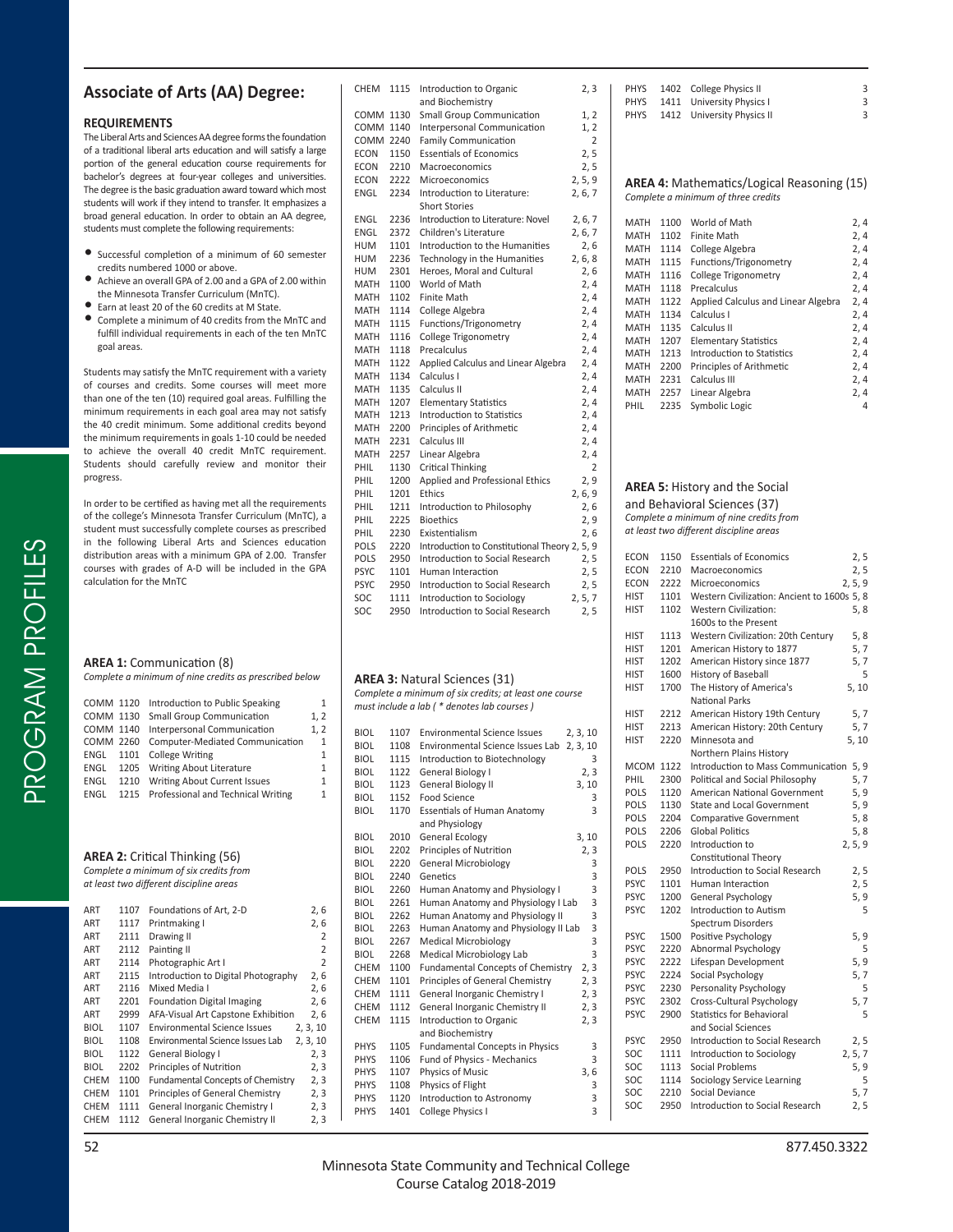## Associate of Arts (AA) Degree:

### REQUIREMENTS

The Liberal Arts and Sciences AA degree forms the foundation of a traditional liberal arts education and will satisfy a large portion of the general education course requirements for bachelor's degrees at four-year colleges and universities. The degree is the basic graduation award toward which most students will work if they intend to transfer. It emphasizes a broad general education. In order to obtain an AA degree, students must complete the following requirements:

- Successful completion of a minimum of 60 semester credits numbered 1000 or above.
- Achieve an overall GPA of 2.00 and a GPA of 2.00 within the Minnesota Transfer Curriculum (MnTC).
- Earn at least 20 of the 60 credits at M State.
- Complete a minimum of 40 credits from the MnTC and fulfill individual requirements in each of the ten MnTC goal areas.

Students may satisfy the MnTC requirement with a variety of courses and credits. Some courses will meet more than one of the ten (10) required goal areas. Fulfilling the minimum requirements in each goal area may not satisfy the 40 credit minimum. Some additional credits beyond the minimum requirements in goals 1-10 could be needed to achieve the overall 40 credit MnTC requirement. Students should carefully review and monitor their progress.

In order to be certified as having met all the requirements of the college's Minnesota Transfer Curriculum (MnTC), a student must successfully complete courses as prescribed in the following Liberal Arts and Sciences education distribution areas with a minimum GPA of 2.00. Transfer courses with grades of A-D will be included in the GPA calculation for the MnTC

### AREA 1: Communication (8)

*Complete a minimum of nine credits as prescribed below*

| | | | |
|---|---|---|---|
| COMM | 1120 | Introduction to Public Speaking | 1 |
| COMM | 1130 | Small Group Communication | 1, 2 |
| COMM | 1140 | Interpersonal Communication | 1, 2 |
| COMM | 2260 | Computer-Mediated Communication | 1 |
| ENGL | 1101 | College Writing | 1 |
| ENGL | 1205 | Writing About Literature | 1 |
| ENGL | 1210 | Writing About Current Issues | 1 |
| ENGL | 1215 | Professional and Technical Writing | 1 |

### AREA 2: Critical Thinking (56)

*Complete a minimum of six credits from at least two different discipline areas*

| | | | |
|---|---|---|---|
| ART | 1107 | Foundations of Art, 2-D | 2, 6 |
| ART | 1117 | Printmaking I | 2, 6 |
| ART | 2111 | Drawing II | 2 |
| ART | 2112 | Painting II | 2 |
| ART | 2114 | Photographic Art I | 2 |
| ART | 2115 | Introduction to Digital Photography | 2, 6 |
| ART | 2116 | Mixed Media I | 2, 6 |
| ART | 2201 | Foundation Digital Imaging | 2, 6 |
| ART | 2999 | AFA-Visual Art Capstone Exhibition | 2, 6 |
| BIOL | 1107 | Environmental Science Issues | 2, 3, 10 |
| BIOL | 1108 | Environmental Science Issues Lab | 2, 3, 10 |
| BIOL | 1122 | General Biology I | 2, 3 |
| BIOL | 2202 | Principles of Nutrition | 2, 3 |
| CHEM | 1100 | Fundamental Concepts of Chemistry | 2, 3 |
| CHEM | 1101 | Principles of General Chemistry | 2, 3 |
| CHEM | 1111 | General Inorganic Chemistry I | 2, 3 |
| CHEM | 1112 | General Inorganic Chemistry II | 2, 3 |
| CHEM | 1115 | Introduction to Organic and Biochemistry | 2, 3 |
| COMM | 1130 | Small Group Communication | 1, 2 |
| COMM | 1140 | Interpersonal Communication | 1, 2 |
| COMM | 2240 | Family Communication | 2 |
| ECON | 1150 | Essentials of Economics | 2, 5 |
| ECON | 2210 | Macroeconomics | 2, 5 |
| ECON | 2222 | Microeconomics | 2, 5, 9 |
| ENGL | 2234 | Introduction to Literature: Short Stories | 2, 6, 7 |
| ENGL | 2236 | Introduction to Literature: Novel | 2, 6, 7 |
| ENGL | 2372 | Children's Literature | 2, 6, 7 |
| HUM | 1101 | Introduction to the Humanities | 2, 6 |
| HUM | 2236 | Technology in the Humanities | 2, 6, 8 |
| HUM | 2301 | Heroes, Moral and Cultural | 2, 6 |
| MATH | 1100 | World of Math | 2, 4 |
| MATH | 1102 | Finite Math | 2, 4 |
| MATH | 1114 | College Algebra | 2, 4 |
| MATH | 1115 | Functions/Trigonometry | 2, 4 |
| MATH | 1116 | College Trigonometry | 2, 4 |
| MATH | 1118 | Precalculus | 2, 4 |
| MATH | 1122 | Applied Calculus and Linear Algebra | 2, 4 |
| MATH | 1134 | Calculus I | 2, 4 |
| MATH | 1135 | Calculus II | 2, 4 |
| MATH | 1207 | Elementary Statistics | 2, 4 |
| MATH | 1213 | Introduction to Statistics | 2, 4 |
| MATH | 2200 | Principles of Arithmetic | 2, 4 |
| MATH | 2231 | Calculus III | 2, 4 |
| MATH | 2257 | Linear Algebra | 2, 4 |
| PHIL | 1130 | Critical Thinking | 2 |
| PHIL | 1200 | Applied and Professional Ethics | 2, 9 |
| PHIL | 1201 | Ethics | 2, 6, 9 |
| PHIL | 1211 | Introduction to Philosophy | 2, 6 |
| PHIL | 2225 | Bioethics | 2, 9 |
| PHIL | 2230 | Existentialism | 2, 6 |
| POLS | 2220 | Introduction to Constitutional Theory | 2, 5, 9 |
| POLS | 2950 | Introduction to Social Research | 2, 5 |
| PSYC | 1101 | Human Interaction | 2, 5 |
| PSYC | 2950 | Introduction to Social Research | 2, 5 |
| SOC | 1111 | Introduction to Sociology | 2, 5, 7 |
| SOC | 2950 | Introduction to Social Research | 2, 5 |

### AREA 3: Natural Sciences (31)

*Complete a minimum of six credits; at least one course must include a lab ( \* denotes lab courses )*

| | | | |
|---|---|---|---|
| BIOL | 1107 | Environmental Science Issues | 2, 3, 10 |
| BIOL | 1108 | Environmental Science Issues Lab | 2, 3, 10 |
| BIOL | 1115 | Introduction to Biotechnology | 3 |
| BIOL | 1122 | General Biology I | 2, 3 |
| BIOL | 1123 | General Biology II | 3, 10 |
| BIOL | 1152 | Food Science | 3 |
| BIOL | 1170 | Essentials of Human Anatomy and Physiology | 3 |
| BIOL | 2010 | General Ecology | 3, 10 |
| BIOL | 2202 | Principles of Nutrition | 2, 3 |
| BIOL | 2220 | General Microbiology | 3 |
| BIOL | 2240 | Genetics | 3 |
| BIOL | 2260 | Human Anatomy and Physiology I | 3 |
| BIOL | 2261 | Human Anatomy and Physiology I Lab | 3 |
| BIOL | 2262 | Human Anatomy and Physiology II | 3 |
| BIOL | 2263 | Human Anatomy and Physiology II Lab | 3 |
| BIOL | 2267 | Medical Microbiology | 3 |
| BIOL | 2268 | Medical Microbiology Lab | 3 |
| CHEM | 1100 | Fundamental Concepts of Chemistry | 2, 3 |
| CHEM | 1101 | Principles of General Chemistry | 2, 3 |
| CHEM | 1111 | General Inorganic Chemistry I | 2, 3 |
| CHEM | 1112 | General Inorganic Chemistry II | 2, 3 |
| CHEM | 1115 | Introduction to Organic and Biochemistry | 2, 3 |
| PHYS | 1105 | Fundamental Concepts in Physics | 3 |
| PHYS | 1106 | Fund of Physics - Mechanics | 3 |
| PHYS | 1107 | Physics of Music | 3, 6 |
| PHYS | 1108 | Physics of Flight | 3 |
| PHYS | 1120 | Introduction to Astronomy | 3 |
| PHYS | 1401 | College Physics I | 3 |
| PHYS | 1402 | College Physics II | 3 |
| PHYS | 1411 | University Physics I | 3 |
| PHYS | 1412 | University Physics II | 3 |

### AREA 4: Mathematics/Logical Reasoning (15)

*Complete a minimum of three credits*

| | | | |
|---|---|---|---|
| MATH | 1100 | World of Math | 2, 4 |
| MATH | 1102 | Finite Math | 2, 4 |
| MATH | 1114 | College Algebra | 2, 4 |
| MATH | 1115 | Functions/Trigonometry | 2, 4 |
| MATH | 1116 | College Trigonometry | 2, 4 |
| MATH | 1118 | Precalculus | 2, 4 |
| MATH | 1122 | Applied Calculus and Linear Algebra | 2, 4 |
| MATH | 1134 | Calculus I | 2, 4 |
| MATH | 1135 | Calculus II | 2, 4 |
| MATH | 1207 | Elementary Statistics | 2, 4 |
| MATH | 1213 | Introduction to Statistics | 2, 4 |
| MATH | 2200 | Principles of Arithmetic | 2, 4 |
| MATH | 2231 | Calculus III | 2, 4 |
| MATH | 2257 | Linear Algebra | 2, 4 |
| PHIL | 2235 | Symbolic Logic | 4 |

### AREA 5: History and the Social and Behavioral Sciences (37)

*Complete a minimum of nine credits from at least two different discipline areas*

| | | | |
|---|---|---|---|
| ECON | 1150 | Essentials of Economics | 2, 5 |
| ECON | 2210 | Macroeconomics | 2, 5 |
| ECON | 2222 | Microeconomics | 2, 5, 9 |
| HIST | 1101 | Western Civilization: Ancient to 1600s | 5, 8 |
| HIST | 1102 | Western Civilization: 1600s to the Present | 5, 8 |
| HIST | 1113 | Western Civilization: 20th Century | 5, 8 |
| HIST | 1201 | American History to 1877 | 5, 7 |
| HIST | 1202 | American History since 1877 | 5, 7 |
| HIST | 1600 | History of Baseball | 5 |
| HIST | 1700 | The History of America's National Parks | 5, 10 |
| HIST | 2212 | American History 19th Century | 5, 7 |
| HIST | 2213 | American History: 20th Century | 5, 7 |
| HIST | 2220 | Minnesota and Northern Plains History | 5, 10 |
| MCOM | 1122 | Introduction to Mass Communication | 5, 9 |
| PHIL | 2300 | Political and Social Philosophy | 5, 7 |
| POLS | 1120 | American National Government | 5, 9 |
| POLS | 1130 | State and Local Government | 5, 9 |
| POLS | 2204 | Comparative Government | 5, 8 |
| POLS | 2206 | Global Politics | 5, 8 |
| POLS | 2220 | Introduction to Constitutional Theory | 2, 5, 9 |
| POLS | 2950 | Introduction to Social Research | 2, 5 |
| PSYC | 1101 | Human Interaction | 2, 5 |
| PSYC | 1200 | General Psychology | 5, 9 |
| PSYC | 1202 | Introduction to Autism Spectrum Disorders | 5 |
| PSYC | 1500 | Positive Psychology | 5, 9 |
| PSYC | 2220 | Abnormal Psychology | 5 |
| PSYC | 2222 | Lifespan Development | 5, 9 |
| PSYC | 2224 | Social Psychology | 5, 7 |
| PSYC | 2230 | Personality Psychology | 5 |
| PSYC | 2302 | Cross-Cultural Psychology | 5, 7 |
| PSYC | 2900 | Statistics for Behavioral and Social Sciences | 5 |
| PSYC | 2950 | Introduction to Social Research | 2, 5 |
| SOC | 1111 | Introduction to Sociology | 2, 5, 7 |
| SOC | 1113 | Social Problems | 5, 9 |
| SOC | 1114 | Sociology Service Learning | 5 |
| SOC | 2210 | Social Deviance | 5, 7 |
| SOC | 2950 | Introduction to Social Research | 2, 5 |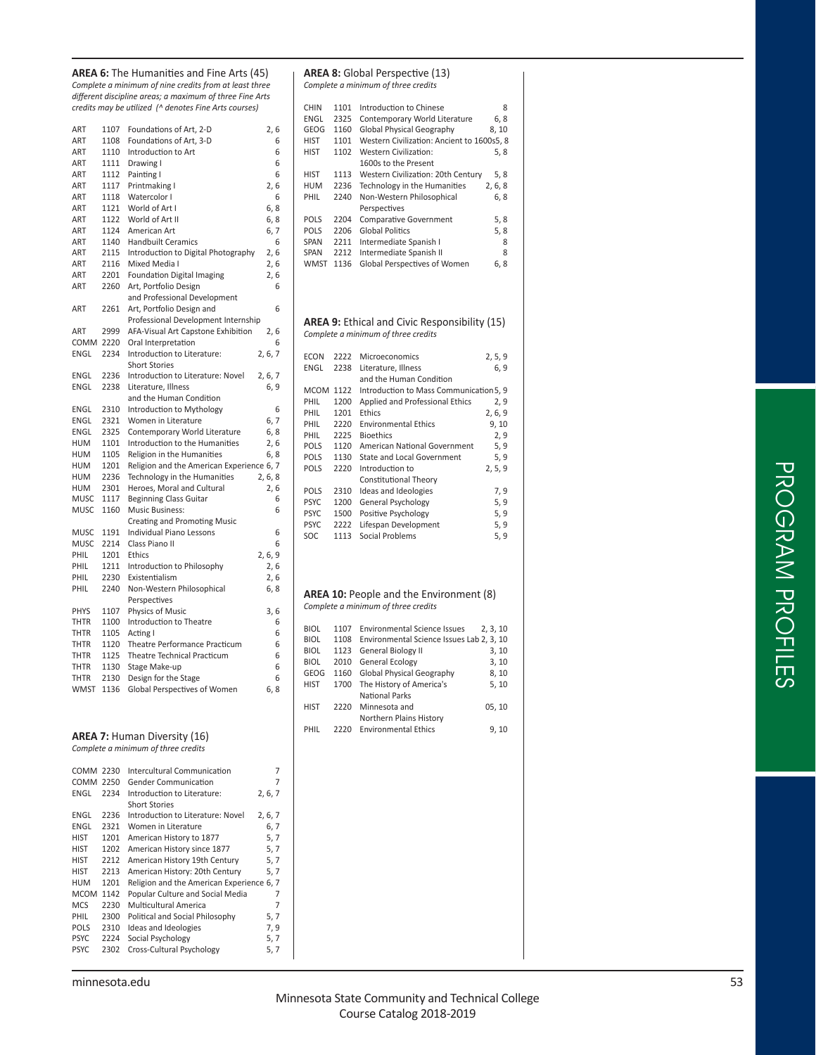## AREA 6: The Humanities and Fine Arts (45)

*Complete a minimum of nine credits from at least three different discipline areas; a maximum of three Fine Arts credits may be utilized (^ denotes Fine Arts courses)*

| | | | |
|---|---|---|---|
| ART | 1107 | Foundations of Art, 2-D | 2, 6 |
| ART | 1108 | Foundations of Art, 3-D | 6 |
| ART | 1110 | Introduction to Art | 6 |
| ART | 1111 | Drawing I | 6 |
| ART | 1112 | Painting I | 6 |
| ART | 1117 | Printmaking I | 2, 6 |
| ART | 1118 | Watercolor I | 6 |
| ART | 1121 | World of Art I | 6, 8 |
| ART | 1122 | World of Art II | 6, 8 |
| ART | 1124 | American Art | 6, 7 |
| ART | 1140 | Handbuilt Ceramics | 6 |
| ART | 2115 | Introduction to Digital Photography | 2, 6 |
| ART | 2116 | Mixed Media I | 2, 6 |
| ART | 2201 | Foundation Digital Imaging | 2, 6 |
| ART | 2260 | Art, Portfolio Design and Professional Development | 6 |
| ART | 2261 | Art, Portfolio Design and Professional Development Internship | 6 |
| ART | 2999 | AFA-Visual Art Capstone Exhibition | 2, 6 |
| COMM | 2220 | Oral Interpretation | 6 |
| ENGL | 2234 | Introduction to Literature: Short Stories | 2, 6, 7 |
| ENGL | 2236 | Introduction to Literature: Novel | 2, 6, 7 |
| ENGL | 2238 | Literature, Illness and the Human Condition | 6, 9 |
| ENGL | 2310 | Introduction to Mythology | 6 |
| ENGL | 2321 | Women in Literature | 6, 7 |
| ENGL | 2325 | Contemporary World Literature | 6, 8 |
| HUM | 1101 | Introduction to the Humanities | 2, 6 |
| HUM | 1105 | Religion in the Humanities | 6, 8 |
| HUM | 1201 | Religion and the American Experience | 6, 7 |
| HUM | 2236 | Technology in the Humanities | 2, 6, 8 |
| HUM | 2301 | Heroes, Moral and Cultural | 2, 6 |
| MUSC | 1117 | Beginning Class Guitar | 6 |
| MUSC | 1160 | Music Business: Creating and Promoting Music | 6 |
| MUSC | 1191 | Individual Piano Lessons | 6 |
| MUSC | 2214 | Class Piano II | 6 |
| PHIL | 1201 | Ethics | 2, 6, 9 |
| PHIL | 1211 | Introduction to Philosophy | 2, 6 |
| PHIL | 2230 | Existentialism | 2, 6 |
| PHIL | 2240 | Non-Western Philosophical Perspectives | 6, 8 |
| PHYS | 1107 | Physics of Music | 3, 6 |
| THTR | 1100 | Introduction to Theatre | 6 |
| THTR | 1105 | Acting I | 6 |
| THTR | 1120 | Theatre Performance Practicum | 6 |
| THTR | 1125 | Theatre Technical Practicum | 6 |
| THTR | 1130 | Stage Make-up | 6 |
| THTR | 2130 | Design for the Stage | 6 |
| WMST | 1136 | Global Perspectives of Women | 6, 8 |

## AREA 7: Human Diversity (16)

*Complete a minimum of three credits*

| | | | |
|---|---|---|---|
| COMM | 2230 | Intercultural Communication | 7 |
| COMM | 2250 | Gender Communication | 7 |
| ENGL | 2234 | Introduction to Literature: Short Stories | 2, 6, 7 |
| ENGL | 2236 | Introduction to Literature: Novel | 2, 6, 7 |
| ENGL | 2321 | Women in Literature | 6, 7 |
| HIST | 1201 | American History to 1877 | 5, 7 |
| HIST | 1202 | American History since 1877 | 5, 7 |
| HIST | 2212 | American History 19th Century | 5, 7 |
| HIST | 2213 | American History: 20th Century | 5, 7 |
| HUM | 1201 | Religion and the American Experience | 6, 7 |
| MCOM | 1142 | Popular Culture and Social Media | 7 |
| MCS | 2230 | Multicultural America | 7 |
| PHIL | 2300 | Political and Social Philosophy | 5, 7 |
| POLS | 2310 | Ideas and Ideologies | 7, 9 |
| PSYC | 2224 | Social Psychology | 5, 7 |
| PSYC | 2302 | Cross-Cultural Psychology | 5, 7 |

## AREA 8: Global Perspective (13)

*Complete a minimum of three credits*

| | | | |
|---|---|---|---|
| CHIN | 1101 | Introduction to Chinese | 8 |
| ENGL | 2325 | Contemporary World Literature | 6, 8 |
| GEOG | 1160 | Global Physical Geography | 8, 10 |
| HIST | 1101 | Western Civilization: Ancient to 1600s | 5, 8 |
| HIST | 1102 | Western Civilization: 1600s to the Present | 5, 8 |
| HIST | 1113 | Western Civilization: 20th Century | 5, 8 |
| HUM | 2236 | Technology in the Humanities | 2, 6, 8 |
| PHIL | 2240 | Non-Western Philosophical Perspectives | 6, 8 |
| POLS | 2204 | Comparative Government | 5, 8 |
| POLS | 2206 | Global Politics | 5, 8 |
| SPAN | 2211 | Intermediate Spanish I | 8 |
| SPAN | 2212 | Intermediate Spanish II | 8 |
| WMST | 1136 | Global Perspectives of Women | 6, 8 |

## AREA 9: Ethical and Civic Responsibility (15)

*Complete a minimum of three credits*

| | | | |
|---|---|---|---|
| ECON | 2222 | Microeconomics | 2, 5, 9 |
| ENGL | 2238 | Literature, Illness and the Human Condition | 6, 9 |
| MCOM | 1122 | Introduction to Mass Communication | 5, 9 |
| PHIL | 1200 | Applied and Professional Ethics | 2, 9 |
| PHIL | 1201 | Ethics | 2, 6, 9 |
| PHIL | 2220 | Environmental Ethics | 9, 10 |
| PHIL | 2225 | Bioethics | 2, 9 |
| POLS | 1120 | American National Government | 5, 9 |
| POLS | 1130 | State and Local Government | 5, 9 |
| POLS | 2220 | Introduction to Constitutional Theory | 2, 5, 9 |
| POLS | 2310 | Ideas and Ideologies | 7, 9 |
| PSYC | 1200 | General Psychology | 5, 9 |
| PSYC | 1500 | Positive Psychology | 5, 9 |
| PSYC | 2222 | Lifespan Development | 5, 9 |
| SOC | 1113 | Social Problems | 5, 9 |

## AREA 10: People and the Environment (8)

*Complete a minimum of three credits*

| | | | |
|---|---|---|---|
| BIOL | 1107 | Environmental Science Issues | 2, 3, 10 |
| BIOL | 1108 | Environmental Science Issues Lab | 2, 3, 10 |
| BIOL | 1123 | General Biology II | 3, 10 |
| BIOL | 2010 | General Ecology | 3, 10 |
| GEOG | 1160 | Global Physical Geography | 8, 10 |
| HIST | 1700 | The History of America's National Parks | 5, 10 |
| HIST | 2220 | Minnesota and Northern Plains History | 05, 10 |
| PHIL | 2220 | Environmental Ethics | 9, 10 |